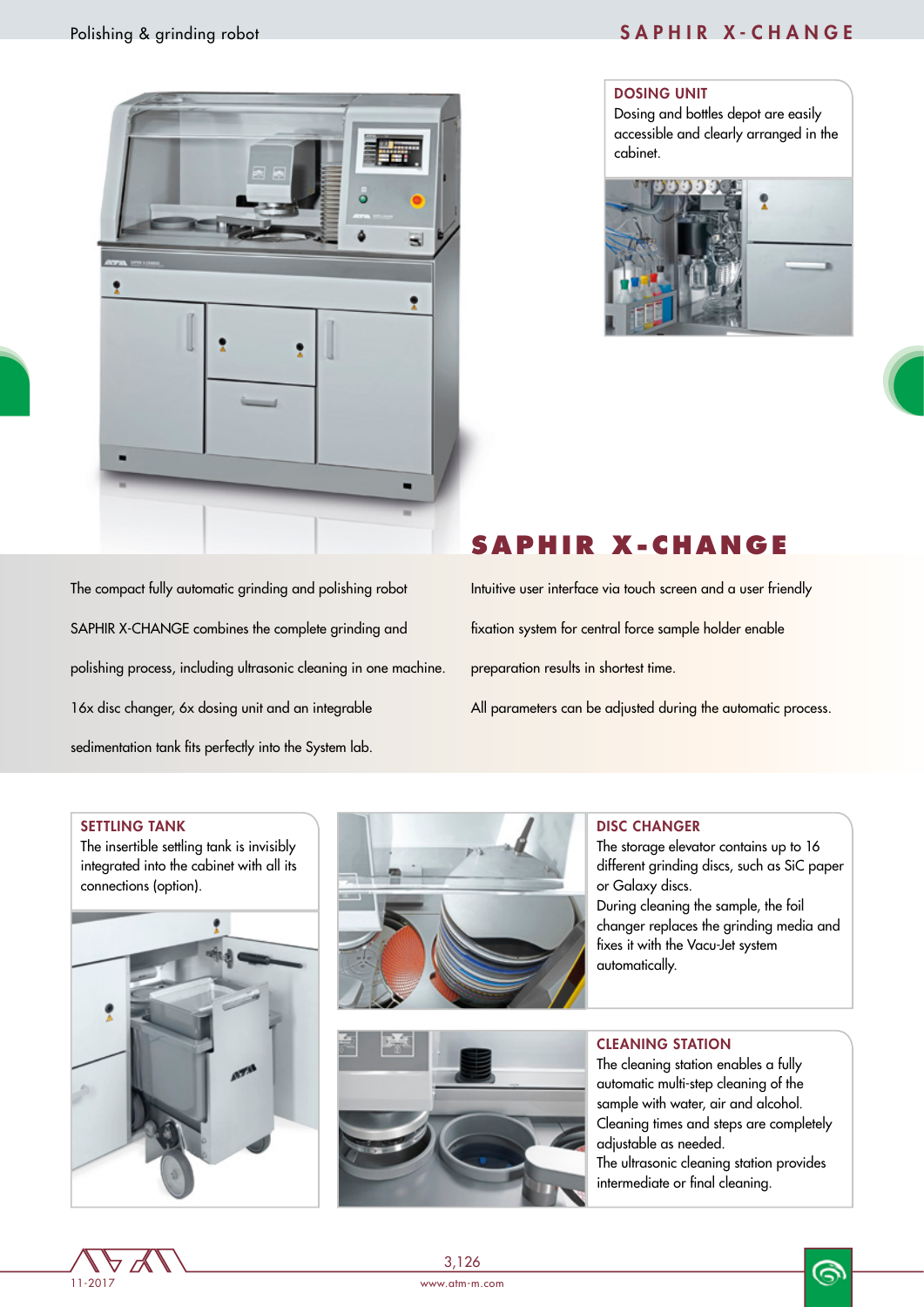# SAPHIR X-CHANGE

### DOSING UNIT

Dosing and bottles depot are easily accessible and clearly arranged in the cabinet.

The compact fully automatic grinding and polishing robot SAPHIR X-CHANGE combines the complete grinding and polishing process, including ultrasonic cleaning in one machine. 16x disc changer, 6x dosing unit and an integrable sedimentation tank fits perfectly into the System lab.

Intuitive user interface via touch screen and a user friendly fixation system for central force sample holder enable preparation results in shortest time.

All parameters can be adjusted during the automatic process.

### SETTLING TANK

The insertible settling tank is invisibly integrated into the cabinet with all its connections (option).

### DISC CHANGER

The storage elevator contains up to 16 different grinding discs, such as SiC paper or Galaxy discs.
During cleaning the sample, the foil changer replaces the grinding media and fixes it with the Vacu-Jet system automatically.

### CLEANING STATION

The cleaning station enables a fully automatic multi-step cleaning of the sample with water, air and alcohol.
Cleaning times and steps are completely adjustable as needed.
The ultrasonic cleaning station provides intermediate or final cleaning.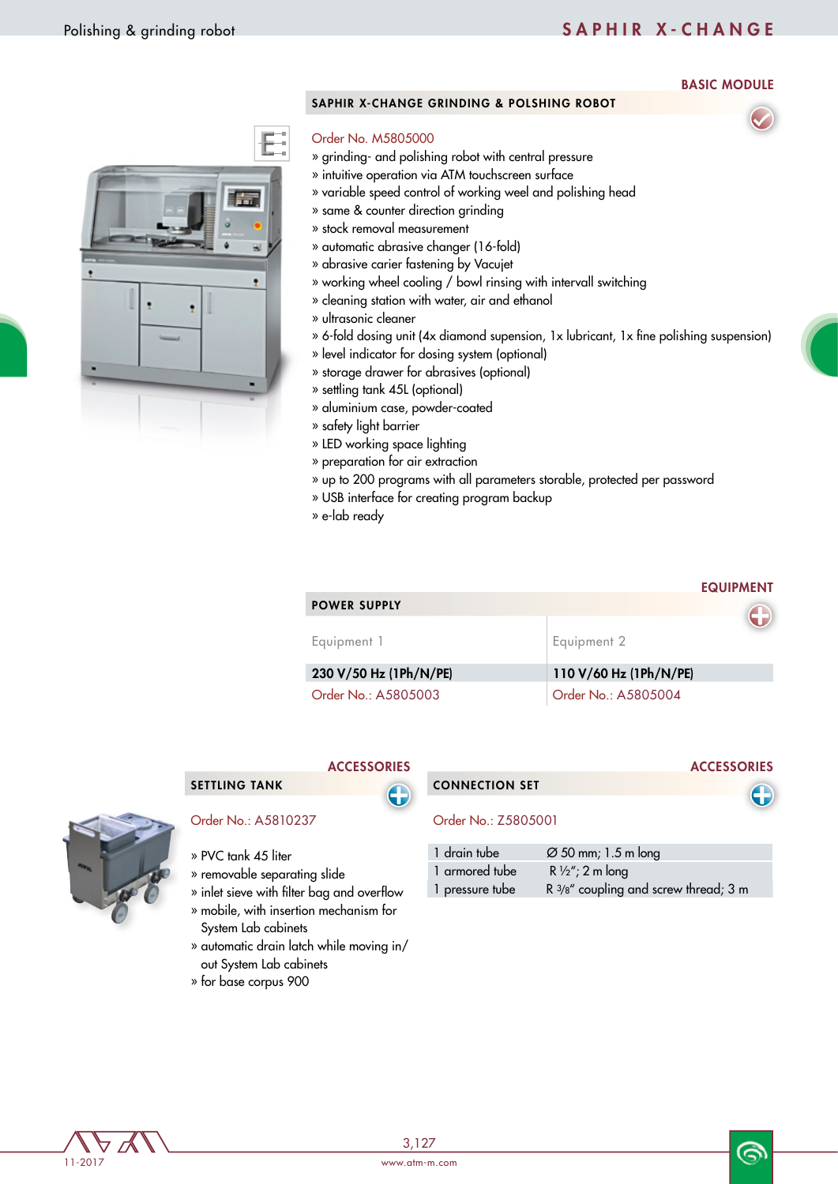## BASIC MODULE

### SAPHIR X-CHANGE GRINDING & POLSHING ROBOT

Order No. M5805000

- » grinding- and polishing robot with central pressure
- » intuitive operation via ATM touchscreen surface
- » variable speed control of working weel and polishing head
- » same & counter direction grinding
- » stock removal measurement
- » automatic abrasive changer (16-fold)
- » abrasive carier fastening by Vacujet
- » working wheel cooling / bowl rinsing with intervall switching
- » cleaning station with water, air and ethanol
- » ultrasonic cleaner
- » 6-fold dosing unit (4x diamond supension, 1x lubricant, 1x fine polishing suspension)
- » level indicator for dosing system (optional)
- » storage drawer for abrasives (optional)
- » settling tank 45L (optional)
- » aluminium case, powder-coated
- » safety light barrier
- » LED working space lighting
- » preparation for air extraction
- » up to 200 programs with all parameters storable, protected per password
- » USB interface for creating program backup
- » e-lab ready

## EQUIPMENT

### POWER SUPPLY

| Equipment 1 | Equipment 2 |
|---|---|
| **230 V/50 Hz (1Ph/N/PE)** | **110 V/60 Hz (1Ph/N/PE)** |
| Order No.: A5805003 | Order No.: A5805004 |

## ACCESSORIES

### SETTLING TANK

Order No.: A5810237

- » PVC tank 45 liter
- » removable separating slide
- » inlet sieve with filter bag and overflow
- » mobile, with insertion mechanism for System Lab cabinets
- » automatic drain latch while moving in/out System Lab cabinets
- » for base corpus 900

## ACCESSORIES

### CONNECTION SET

Order No.: Z5805001

| | |
|---|---|
| 1 drain tube | Ø 50 mm; 1.5 m long |
| 1 armored tube | R ½"; 2 m long |
| 1 pressure tube | R ⅜" coupling and screw thread; 3 m |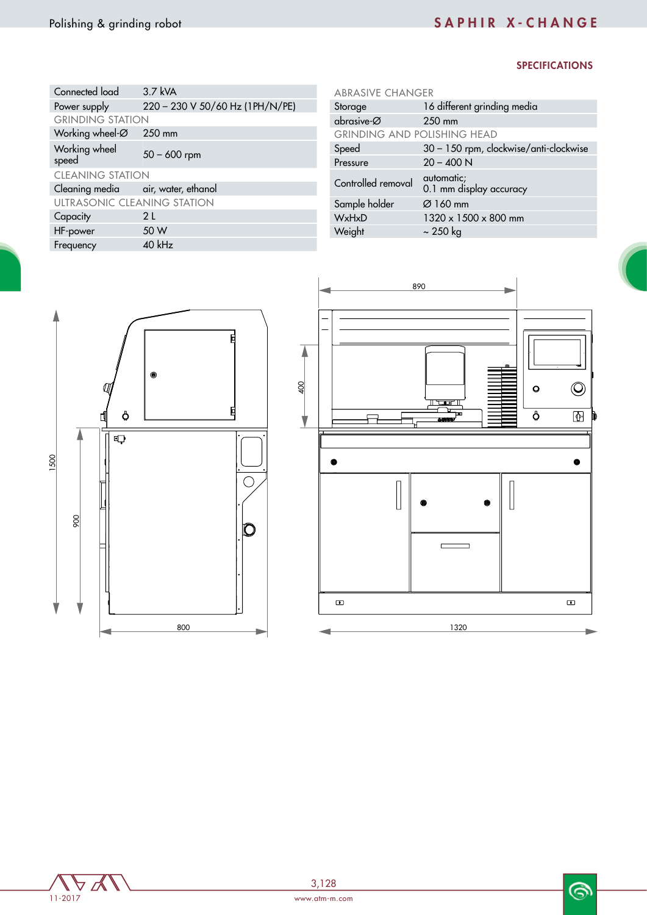## SPECIFICATIONS

| | |
|---|---|
| Connected load | 3.7 kVA |
| Power supply | 220 – 230 V 50/60 Hz (1PH/N/PE) |
| GRINDING STATION | |
| Working wheel-Ø | 250 mm |
| Working wheel speed | 50 – 600 rpm |
| CLEANING STATION | |
| Cleaning media | air, water, ethanol |
| ULTRASONIC CLEANING STATION | |
| Capacity | 2 L |
| HF-power | 50 W |
| Frequency | 40 kHz |

| | |
|---|---|
| ABRASIVE CHANGER | |
| Storage | 16 different grinding media |
| abrasive-Ø | 250 mm |
| GRINDING AND POLISHING HEAD | |
| Speed | 30 – 150 rpm, clockwise/anti-clockwise |
| Pressure | 20 – 400 N |
| Controlled removal | automatic; 0.1 mm display accuracy |
| Sample holder | Ø 160 mm |
| WxHxD | 1320 x 1500 x 800 mm |
| Weight | ~ 250 kg |

1500
900
800
890
400
1320

11-2017
www.atm-m.com